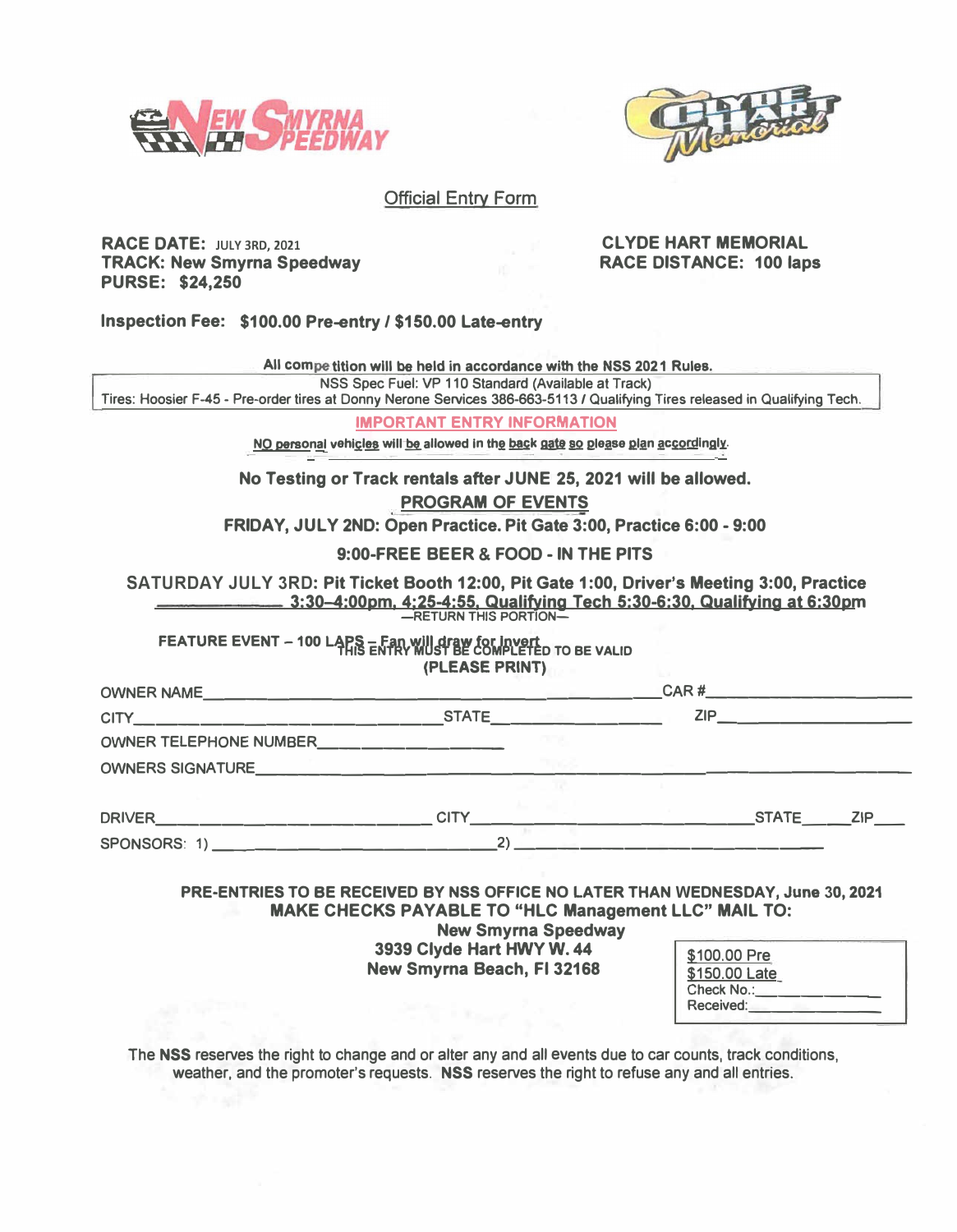New Smyrna Speedway

Clyde Hart Memorial

## Official Entry Form

**RACE DATE:** JULY 3RD, 2021
**TRACK: New Smyrna Speedway**
**PURSE: $24,250**

**CLYDE HART MEMORIAL**
**RACE DISTANCE: 100 laps**

**Inspection Fee: $100.00 Pre-entry / $150.00 Late-entry**

**All competition will be held in accordance with the NSS 2021 Rules.**

NSS Spec Fuel: VP 110 Standard (Available at Track)
Tires: Hoosier F-45 - Pre-order tires at Donny Nerone Services 386-663-5113 / Qualifying Tires released in Qualifying Tech.

**IMPORTANT ENTRY INFORMATION**

NO personal vehicles will be allowed in the back gate so please plan accordingly.

**No Testing or Track rentals after JUNE 25, 2021 will be allowed.**

**PROGRAM OF EVENTS**

**FRIDAY, JULY 2ND: Open Practice. Pit Gate 3:00, Practice 6:00 - 9:00**

**9:00-FREE BEER & FOOD - IN THE PITS**

SATURDAY JULY 3RD: **Pit Ticket Booth 12:00, Pit Gate 1:00, Driver's Meeting 3:00, Practice 3:30–4:00pm, 4:25-4:55, Qualifying Tech 5:30-6:30, Qualifying at 6:30pm**

**FEATURE EVENT – 100 LAPS – Fan will draw for Invert**

—RETURN THIS PORTION—

THIS ENTRY MUST BE COMPLETED TO BE VALID
**(PLEASE PRINT)**

OWNER NAME________________________________ CAR #____________

CITY____________________ STATE____________ ZIP____________

OWNER TELEPHONE NUMBER____________________

OWNERS SIGNATURE________________________________

DRIVER____________________ CITY____________________ STATE______ ZIP____

SPONSORS: 1) ____________________ 2) ____________________

**PRE-ENTRIES TO BE RECEIVED BY NSS OFFICE NO LATER THAN WEDNESDAY, June 30, 2021**
**MAKE CHECKS PAYABLE TO "HLC Management LLC" MAIL TO:**
**New Smyrna Speedway**
**3939 Clyde Hart HWY W. 44**
**New Smyrna Beach, Fl 32168**

$100.00 Pre
$150.00 Late
Check No.:____________
Received:____________

The **NSS** reserves the right to change and or alter any and all events due to car counts, track conditions, weather, and the promoter's requests. **NSS** reserves the right to refuse any and all entries.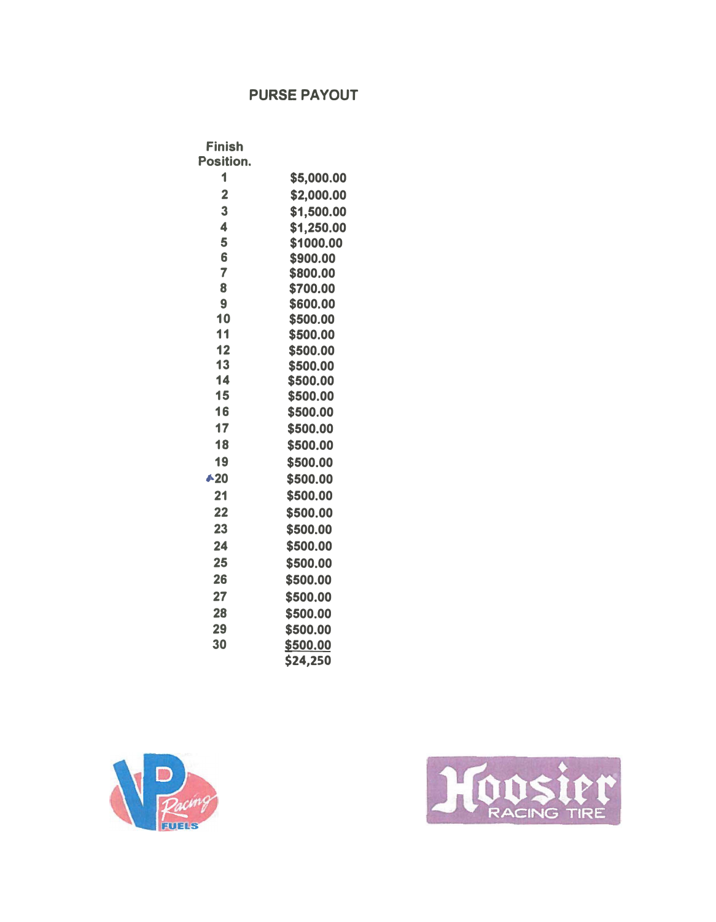# PURSE PAYOUT

| Finish Position. | |
|---|---|
| 1 | $5,000.00 |
| 2 | $2,000.00 |
| 3 | $1,500.00 |
| 4 | $1,250.00 |
| 5 | $1000.00 |
| 6 | $900.00 |
| 7 | $800.00 |
| 8 | $700.00 |
| 9 | $600.00 |
| 10 | $500.00 |
| 11 | $500.00 |
| 12 | $500.00 |
| 13 | $500.00 |
| 14 | $500.00 |
| 15 | $500.00 |
| 16 | $500.00 |
| 17 | $500.00 |
| 18 | $500.00 |
| 19 | $500.00 |
| 20 | $500.00 |
| 21 | $500.00 |
| 22 | $500.00 |
| 23 | $500.00 |
| 24 | $500.00 |
| 25 | $500.00 |
| 26 | $500.00 |
| 27 | $500.00 |
| 28 | $500.00 |
| 29 | $500.00 |
| 30 | $500.00 |
| | $24,250 |

VP Racing Fuels

Hoosier Racing Tire